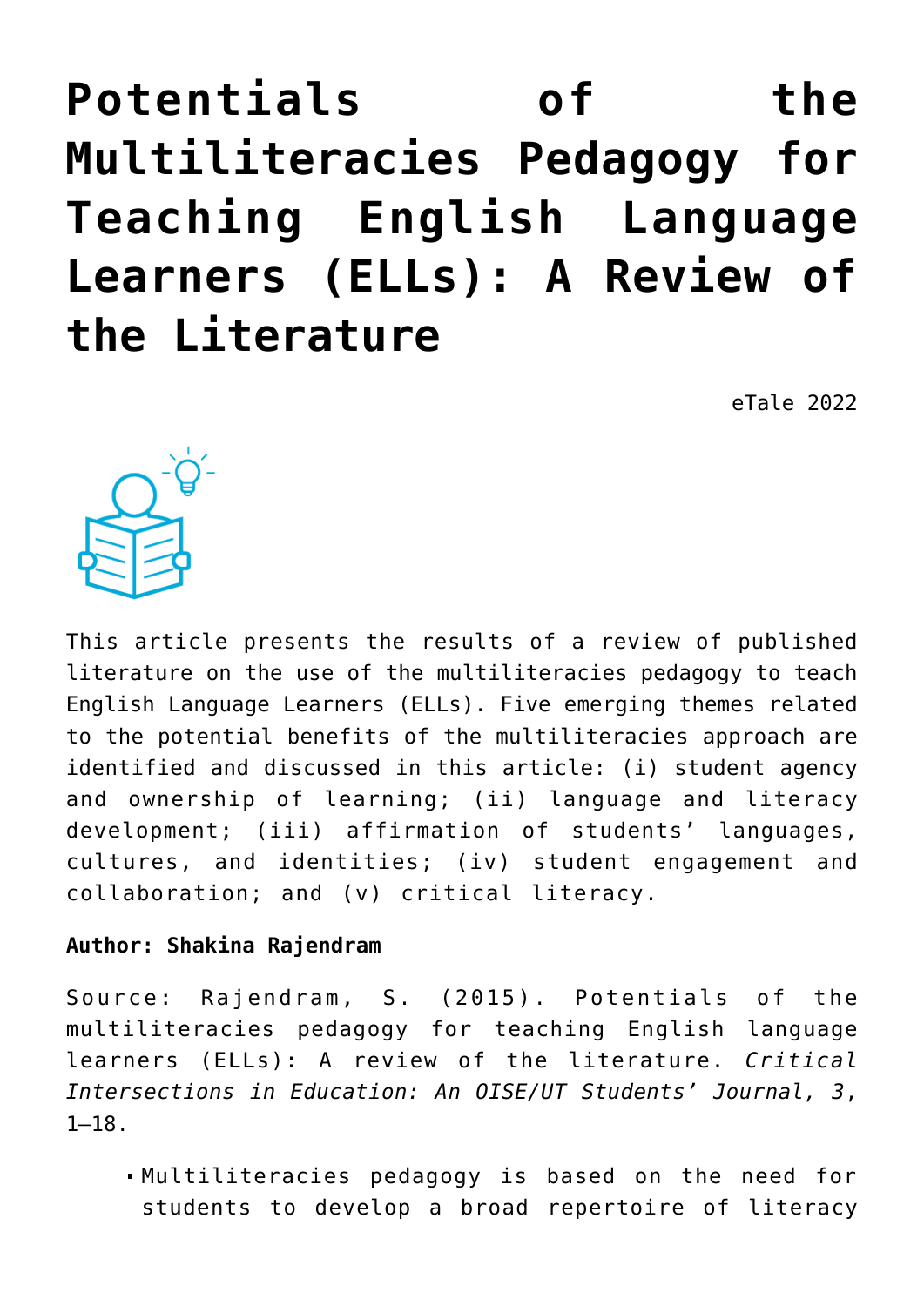# Potentials of the Multiliteracies Pedagogy for Teaching English Language Learners (ELLs): A Review of the Literature

eTale 2022

This article presents the results of a review of published literature on the use of the multiliteracies pedagogy to teach English Language Learners (ELLs). Five emerging themes related to the potential benefits of the multiliteracies approach are identified and discussed in this article: (i) student agency and ownership of learning; (ii) language and literacy development; (iii) affirmation of students' languages, cultures, and identities; (iv) student engagement and collaboration; and (v) critical literacy.

**Author: Shakina Rajendram**

Source: Rajendram, S. (2015). Potentials of the multiliteracies pedagogy for teaching English language learners (ELLs): A review of the literature. *Critical Intersections in Education: An OISE/UT Students' Journal, 3*, 1–18.

- Multiliteracies pedagogy is based on the need for students to develop a broad repertoire of literacy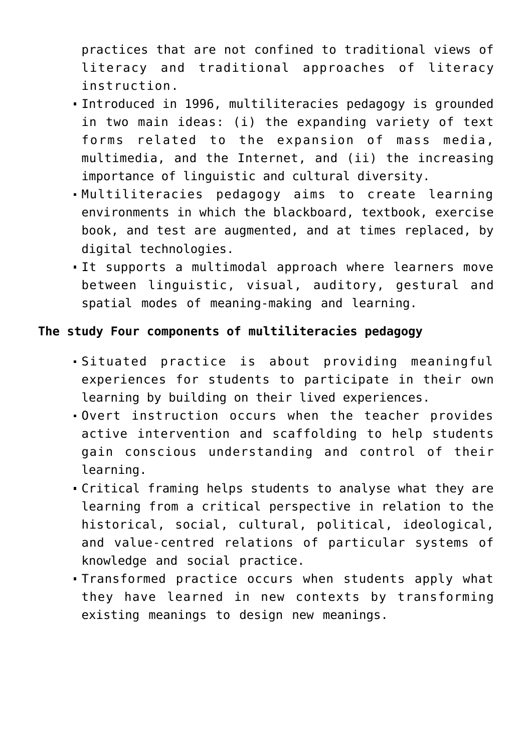practices that are not confined to traditional views of literacy and traditional approaches of literacy instruction.

- Introduced in 1996, multiliteracies pedagogy is grounded in two main ideas: (i) the expanding variety of text forms related to the expansion of mass media, multimedia, and the Internet, and (ii) the increasing importance of linguistic and cultural diversity.
- Multiliteracies pedagogy aims to create learning environments in which the blackboard, textbook, exercise book, and test are augmented, and at times replaced, by digital technologies.
- It supports a multimodal approach where learners move between linguistic, visual, auditory, gestural and spatial modes of meaning-making and learning.

**The study Four components of multiliteracies pedagogy**

- Situated practice is about providing meaningful experiences for students to participate in their own learning by building on their lived experiences.
- Overt instruction occurs when the teacher provides active intervention and scaffolding to help students gain conscious understanding and control of their learning.
- Critical framing helps students to analyse what they are learning from a critical perspective in relation to the historical, social, cultural, political, ideological, and value-centred relations of particular systems of knowledge and social practice.
- Transformed practice occurs when students apply what they have learned in new contexts by transforming existing meanings to design new meanings.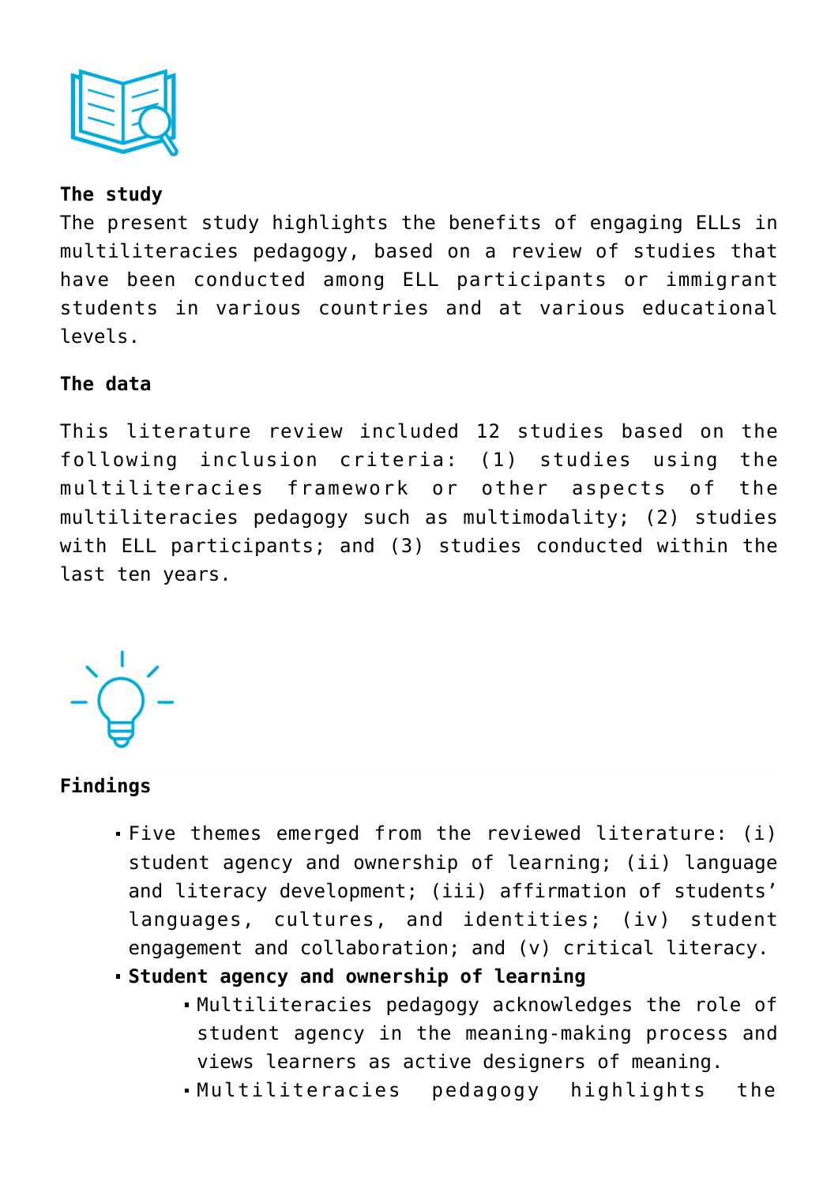**The study**

The present study highlights the benefits of engaging ELLs in multiliteracies pedagogy, based on a review of studies that have been conducted among ELL participants or immigrant students in various countries and at various educational levels.

**The data**

This literature review included 12 studies based on the following inclusion criteria: (1) studies using the multiliteracies framework or other aspects of the multiliteracies pedagogy such as multimodality; (2) studies with ELL participants; and (3) studies conducted within the last ten years.

**Findings**

- Five themes emerged from the reviewed literature: (i) student agency and ownership of learning; (ii) language and literacy development; (iii) affirmation of students' languages, cultures, and identities; (iv) student engagement and collaboration; and (v) critical literacy.
- **Student agency and ownership of learning**
  - Multiliteracies pedagogy acknowledges the role of student agency in the meaning-making process and views learners as active designers of meaning.
  - Multiliteracies pedagogy highlights the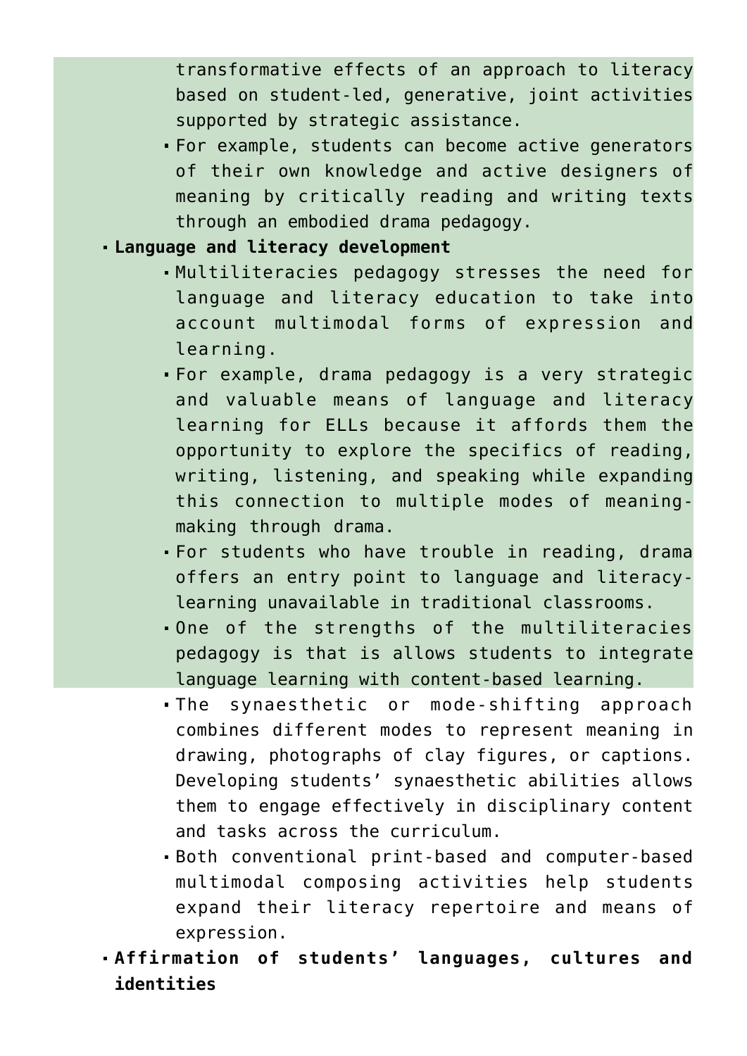transformative effects of an approach to literacy based on student-led, generative, joint activities supported by strategic assistance.
    - For example, students can become active generators of their own knowledge and active designers of meaning by critically reading and writing texts through an embodied drama pedagogy.
- **Language and literacy development**
    - Multiliteracies pedagogy stresses the need for language and literacy education to take into account multimodal forms of expression and learning.
    - For example, drama pedagogy is a very strategic and valuable means of language and literacy learning for ELLs because it affords them the opportunity to explore the specifics of reading, writing, listening, and speaking while expanding this connection to multiple modes of meaning-making through drama.
    - For students who have trouble in reading, drama offers an entry point to language and literacy-learning unavailable in traditional classrooms.
    - One of the strengths of the multiliteracies pedagogy is that is allows students to integrate language learning with content-based learning.
    - The synaesthetic or mode-shifting approach combines different modes to represent meaning in drawing, photographs of clay figures, or captions. Developing students' synaesthetic abilities allows them to engage effectively in disciplinary content and tasks across the curriculum.
    - Both conventional print-based and computer-based multimodal composing activities help students expand their literacy repertoire and means of expression.
- **Affirmation of students' languages, cultures and identities**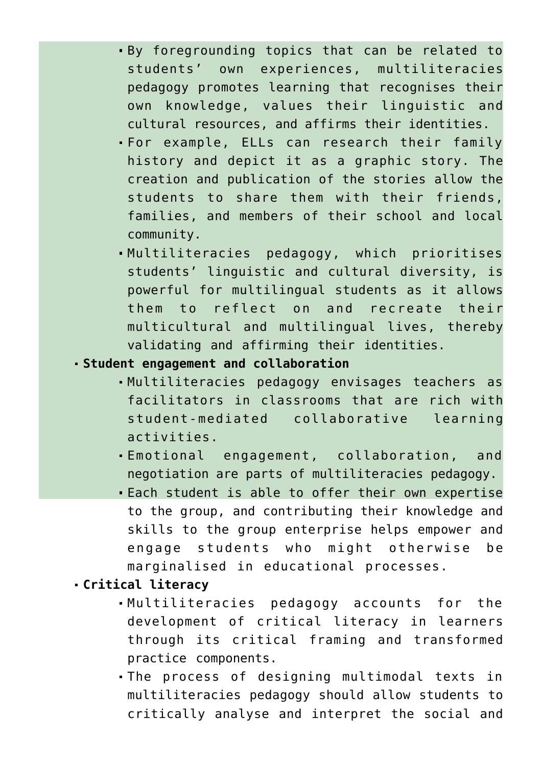- By foregrounding topics that can be related to students' own experiences, multiliteracies pedagogy promotes learning that recognises their own knowledge, values their linguistic and cultural resources, and affirms their identities.
  - For example, ELLs can research their family history and depict it as a graphic story. The creation and publication of the stories allow the students to share them with their friends, families, and members of their school and local community.
  - Multiliteracies pedagogy, which prioritises students' linguistic and cultural diversity, is powerful for multilingual students as it allows them to reflect on and recreate their multicultural and multilingual lives, thereby validating and affirming their identities.
- **Student engagement and collaboration**
  - Multiliteracies pedagogy envisages teachers as facilitators in classrooms that are rich with student-mediated collaborative learning activities.
  - Emotional engagement, collaboration, and negotiation are parts of multiliteracies pedagogy.
  - Each student is able to offer their own expertise to the group, and contributing their knowledge and skills to the group enterprise helps empower and engage students who might otherwise be marginalised in educational processes.
- **Critical literacy**
  - Multiliteracies pedagogy accounts for the development of critical literacy in learners through its critical framing and transformed practice components.
  - The process of designing multimodal texts in multiliteracies pedagogy should allow students to critically analyse and interpret the social and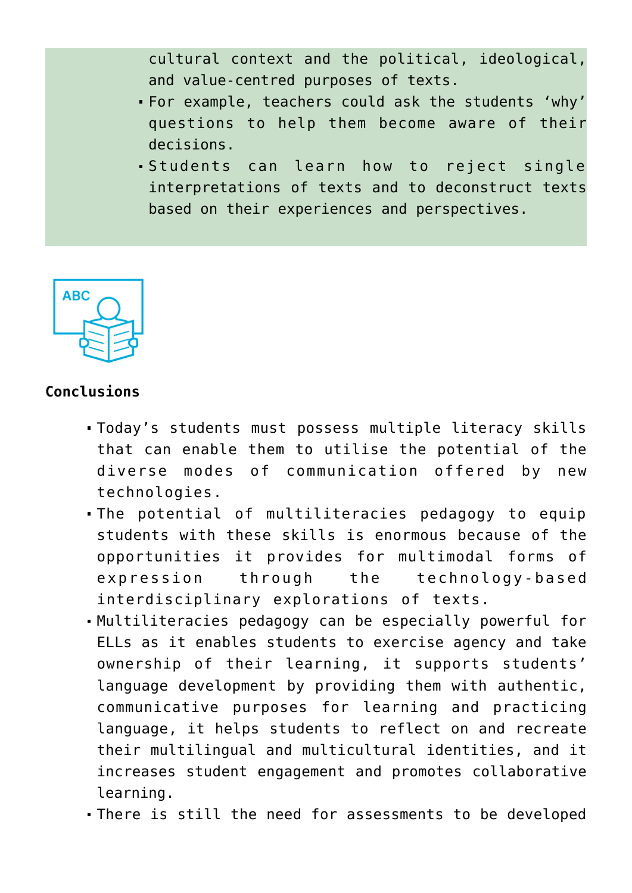cultural context and the political, ideological, and value-centred purposes of texts.

- For example, teachers could ask the students 'why' questions to help them become aware of their decisions.
- Students can learn how to reject single interpretations of texts and to deconstruct texts based on their experiences and perspectives.

**Conclusions**

- Today's students must possess multiple literacy skills that can enable them to utilise the potential of the diverse modes of communication offered by new technologies.
- The potential of multiliteracies pedagogy to equip students with these skills is enormous because of the opportunities it provides for multimodal forms of expression through the technology-based interdisciplinary explorations of texts.
- Multiliteracies pedagogy can be especially powerful for ELLs as it enables students to exercise agency and take ownership of their learning, it supports students' language development by providing them with authentic, communicative purposes for learning and practicing language, it helps students to reflect on and recreate their multilingual and multicultural identities, and it increases student engagement and promotes collaborative learning.
- There is still the need for assessments to be developed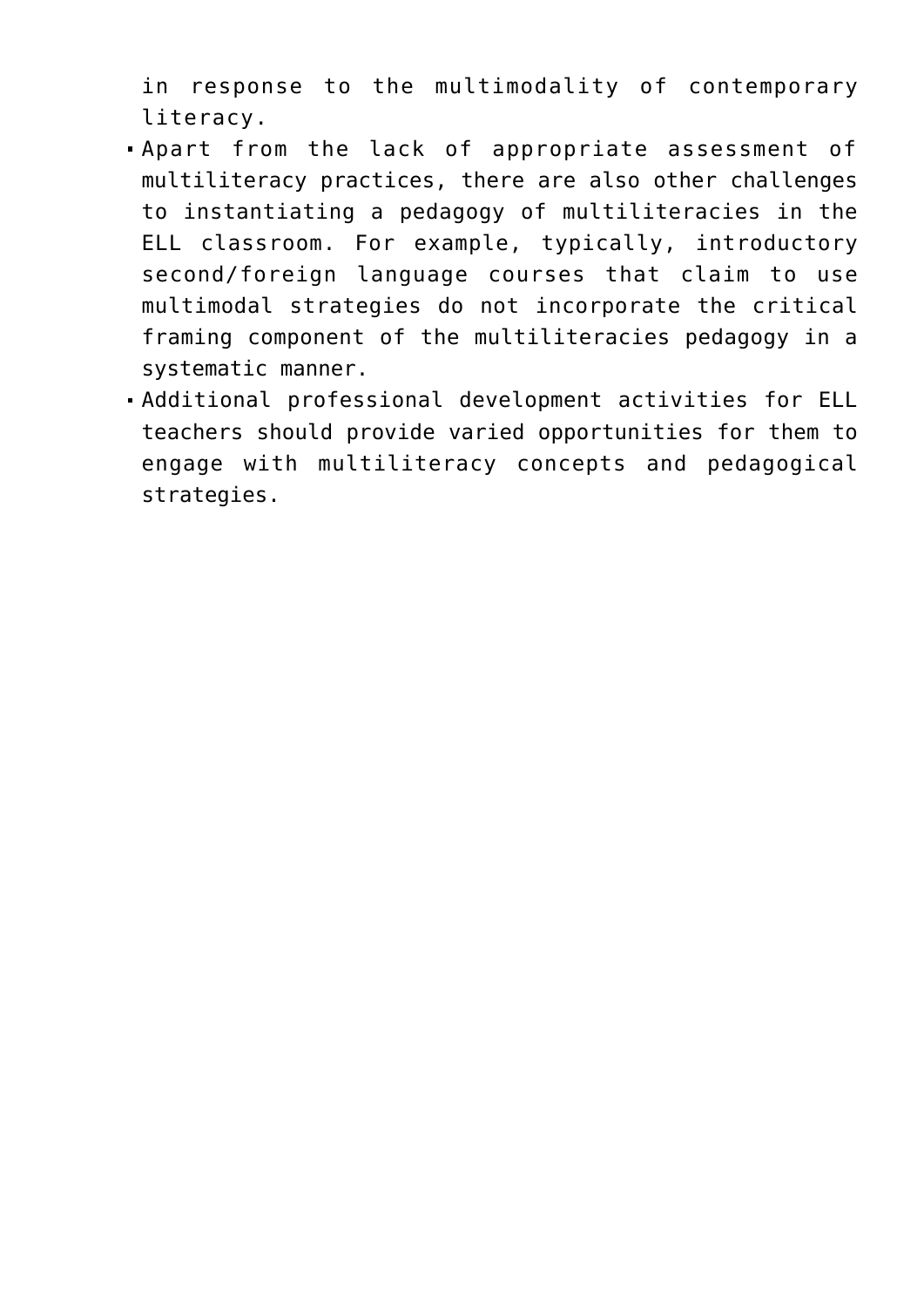in response to the multimodality of contemporary literacy.

- Apart from the lack of appropriate assessment of multiliteracy practices, there are also other challenges to instantiating a pedagogy of multiliteracies in the ELL classroom. For example, typically, introductory second/foreign language courses that claim to use multimodal strategies do not incorporate the critical framing component of the multiliteracies pedagogy in a systematic manner.
- Additional professional development activities for ELL teachers should provide varied opportunities for them to engage with multiliteracy concepts and pedagogical strategies.